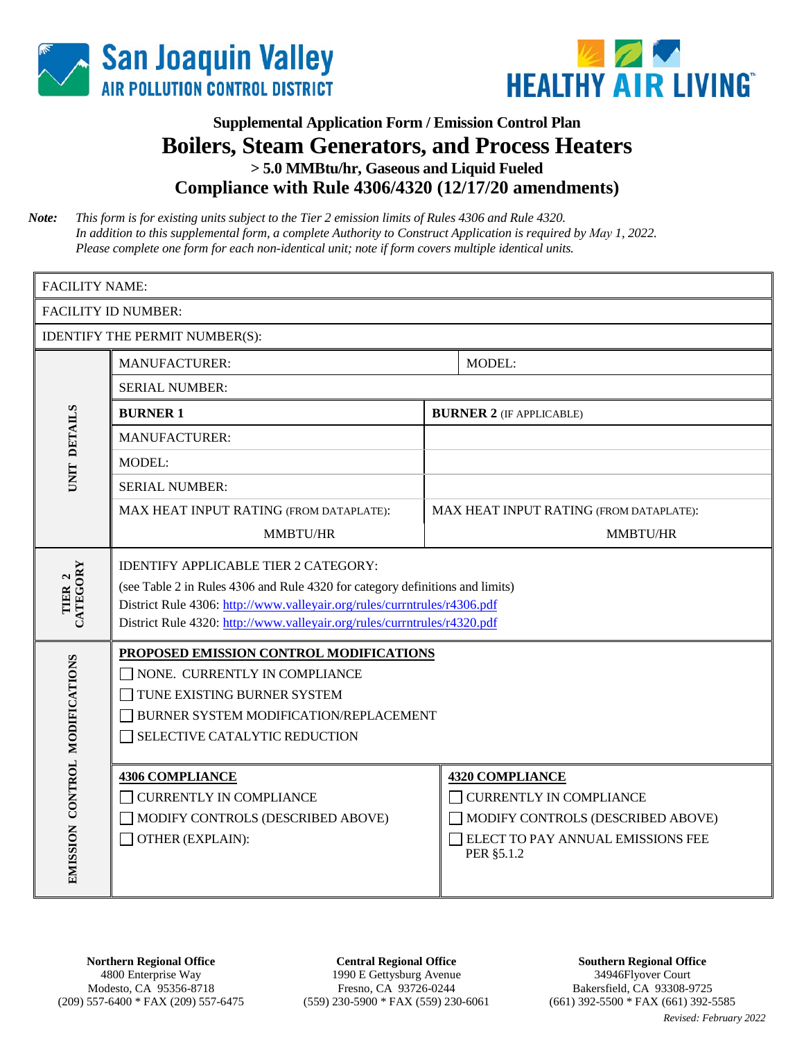San Joaquin Valley
AIR POLLUTION CONTROL DISTRICT

HEALTHY AIR LIVING™

### Supplemental Application Form / Emission Control Plan

# Boilers, Steam Generators, and Process Heaters

### > 5.0 MMBtu/hr, Gaseous and Liquid Fueled

## Compliance with Rule 4306/4320 (12/17/20 amendments)

***Note:*** *This form is for existing units subject to the Tier 2 emission limits of Rules 4306 and Rule 4320. In addition to this supplemental form, a complete Authority to Construct Application is required by May 1, 2022. Please complete one form for each non-identical unit; note if form covers multiple identical units.*

| | | |
|---|---|---|
| FACILITY NAME: | | |
| FACILITY ID NUMBER: | | |
| IDENTIFY THE PERMIT NUMBER(S): | | |
| **UNIT DETAILS** | MANUFACTURER: | MODEL: |
| | SERIAL NUMBER: | |
| | **BURNER 1** | **BURNER 2** (IF APPLICABLE) |
| | MANUFACTURER: | |
| | MODEL: | |
| | SERIAL NUMBER: | |
| | MAX HEAT INPUT RATING (FROM DATAPLATE): MMBTU/HR | MAX HEAT INPUT RATING (FROM DATAPLATE): MMBTU/HR |
| **TIER 2 CATEGORY** | IDENTIFY APPLICABLE TIER 2 CATEGORY: (see Table 2 in Rules 4306 and Rule 4320 for category definitions and limits) District Rule 4306: http://www.valleyair.org/rules/currntrules/r4306.pdf District Rule 4320: http://www.valleyair.org/rules/currntrules/r4320.pdf | |
| **EMISSION CONTROL MODIFICATIONS** | **PROPOSED EMISSION CONTROL MODIFICATIONS** ☐ NONE. CURRENTLY IN COMPLIANCE ☐ TUNE EXISTING BURNER SYSTEM ☐ BURNER SYSTEM MODIFICATION/REPLACEMENT ☐ SELECTIVE CATALYTIC REDUCTION | |
| | **4306 COMPLIANCE** ☐ CURRENTLY IN COMPLIANCE ☐ MODIFY CONTROLS (DESCRIBED ABOVE) ☐ OTHER (EXPLAIN): | **4320 COMPLIANCE** ☐ CURRENTLY IN COMPLIANCE ☐ MODIFY CONTROLS (DESCRIBED ABOVE) ☐ ELECT TO PAY ANNUAL EMISSIONS FEE PER §5.1.2 |

**Northern Regional Office**
4800 Enterprise Way
Modesto, CA 95356-8718
(209) 557-6400 * FAX (209) 557-6475

**Central Regional Office**
1990 E Gettysburg Avenue
Fresno, CA 93726-0244
(559) 230-5900 * FAX (559) 230-6061

**Southern Regional Office**
34946Flyover Court
Bakersfield, CA 93308-9725
(661) 392-5500 * FAX (661) 392-5585

*Revised: February 2022*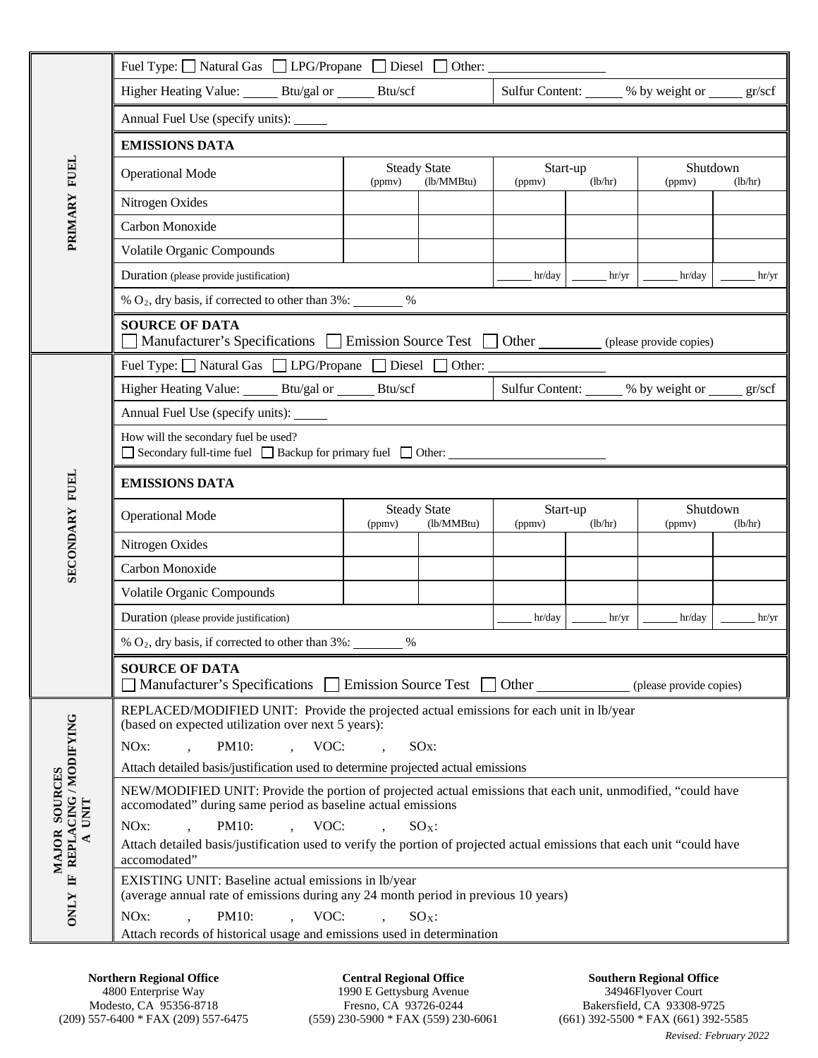## PRIMARY FUEL

Fuel Type: ☐ Natural Gas ☐ LPG/Propane ☐ Diesel ☐ Other: ________________

Higher Heating Value: _____ Btu/gal or _____ Btu/scf | Sulfur Content: _____ % by weight or _____ gr/scf

Annual Fuel Use (specify units): _____

**EMISSIONS DATA**

| Operational Mode | Steady State (ppmv) | Steady State (lb/MMBtu) | Start-up (ppmv) | Start-up (lb/hr) | Shutdown (ppmv) | Shutdown (lb/hr) |
|---|---|---|---|---|---|---|
| Nitrogen Oxides | | | | | | |
| Carbon Monoxide | | | | | | |
| Volatile Organic Compounds | | | | | | |
| Duration (please provide justification) | | | _____ hr/day | _____ hr/yr | _____ hr/day | _____ hr/yr |

% $O_2$, dry basis, if corrected to other than 3%: _______ %

**SOURCE OF DATA**
☐ Manufacturer's Specifications ☐ Emission Source Test ☐ Other ________ (please provide copies)

## SECONDARY FUEL

Fuel Type: ☐ Natural Gas ☐ LPG/Propane ☐ Diesel ☐ Other: ________________

Higher Heating Value: _____ Btu/gal or _____ Btu/scf | Sulfur Content: _____ % by weight or _____ gr/scf

Annual Fuel Use (specify units): _____

How will the secondary fuel be used?
☐ Secondary full-time fuel ☐ Backup for primary fuel ☐ Other: ________________

**EMISSIONS DATA**

| Operational Mode | Steady State (ppmv) | Steady State (lb/MMBtu) | Start-up (ppmv) | Start-up (lb/hr) | Shutdown (ppmv) | Shutdown (lb/hr) |
|---|---|---|---|---|---|---|
| Nitrogen Oxides | | | | | | |
| Carbon Monoxide | | | | | | |
| Volatile Organic Compounds | | | | | | |
| Duration (please provide justification) | | | _____ hr/day | _____ hr/yr | _____ hr/day | _____ hr/yr |

% $O_2$, dry basis, if corrected to other than 3%: _______ %

**SOURCE OF DATA**
☐ Manufacturer's Specifications ☐ Emission Source Test ☐ Other ____________ (please provide copies)

## MAJOR SOURCES ONLY IF REPLACING / MODIFYING A UNIT

REPLACED/MODIFIED UNIT: Provide the projected actual emissions for each unit in lb/year (based on expected utilization over next 5 years):

NOx: , PM10: , VOC: , SOx:

Attach detailed basis/justification used to determine projected actual emissions

NEW/MODIFIED UNIT: Provide the portion of projected actual emissions that each unit, unmodified, "could have accomodated" during same period as baseline actual emissions

NOx: , PM10: , VOC: , $SO_X$:

Attach detailed basis/justification used to verify the portion of projected actual emissions that each unit "could have accomodated"

EXISTING UNIT: Baseline actual emissions in lb/year (average annual rate of emissions during any 24 month period in previous 10 years)

NOx: , PM10: , VOC: , $SO_X$:

Attach records of historical usage and emissions used in determination

**Northern Regional Office**
4800 Enterprise Way
Modesto, CA 95356-8718
(209) 557-6400 * FAX (209) 557-6475

**Central Regional Office**
1990 E Gettysburg Avenue
Fresno, CA 93726-0244
(559) 230-5900 * FAX (559) 230-6061

**Southern Regional Office**
34946Flyover Court
Bakersfield, CA 93308-9725
(661) 392-5500 * FAX (661) 392-5585

*Revised: February 2022*